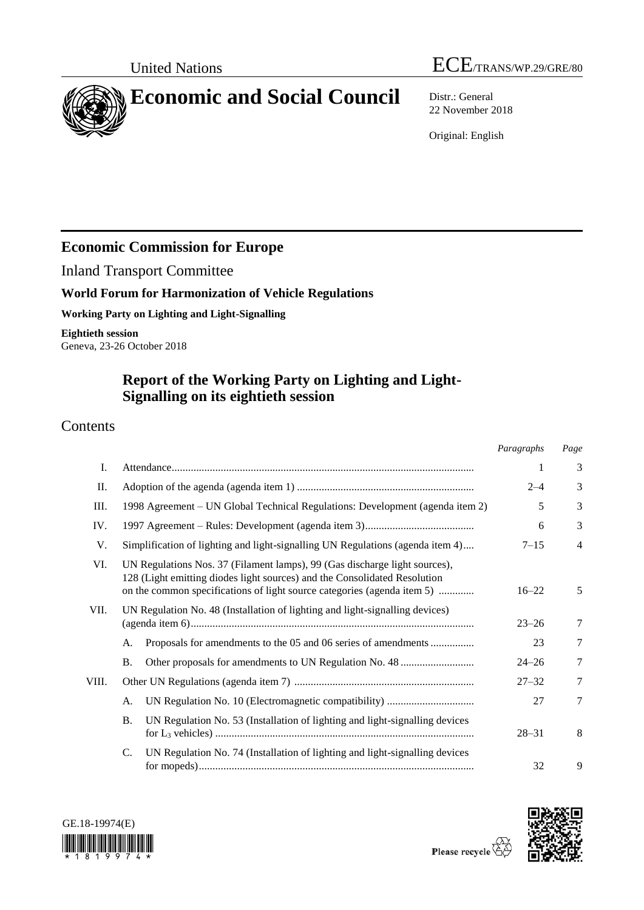United Nations ECE/TRANS/WP.29/GRE/80

# Economic and Social Council

Distr.: General
22 November 2018

Original: English

## Economic Commission for Europe

Inland Transport Committee

### World Forum for Harmonization of Vehicle Regulations

**Working Party on Lighting and Light-Signalling**

**Eightieth session**
Geneva, 23-26 October 2018

## Report of the Working Party on Lighting and Light-Signalling on its eightieth session

## Contents

| | | | *Paragraphs* | *Page* |
|---|---|---|---|---|
| I. | Attendance | | 1 | 3 |
| II. | Adoption of the agenda (agenda item 1) | | 2–4 | 3 |
| III. | 1998 Agreement – UN Global Technical Regulations: Development (agenda item 2) | | 5 | 3 |
| IV. | 1997 Agreement – Rules: Development (agenda item 3) | | 6 | 3 |
| V. | Simplification of lighting and light-signalling UN Regulations (agenda item 4) | | 7–15 | 4 |
| VI. | UN Regulations Nos. 37 (Filament lamps), 99 (Gas discharge light sources), 128 (Light emitting diodes light sources) and the Consolidated Resolution on the common specifications of light source categories (agenda item 5) | | 16–22 | 5 |
| VII. | UN Regulation No. 48 (Installation of lighting and light-signalling devices) (agenda item 6) | | 23–26 | 7 |
| | A. | Proposals for amendments to the 05 and 06 series of amendments | 23 | 7 |
| | B. | Other proposals for amendments to UN Regulation No. 48 | 24–26 | 7 |
| VIII. | Other UN Regulations (agenda item 7) | | 27–32 | 7 |
| | A. | UN Regulation No. 10 (Electromagnetic compatibility) | 27 | 7 |
| | B. | UN Regulation No. 53 (Installation of lighting and light-signalling devices for $L_3$ vehicles) | 28–31 | 8 |
| | C. | UN Regulation No. 74 (Installation of lighting and light-signalling devices for mopeds) | 32 | 9 |

GE.18-19974(E)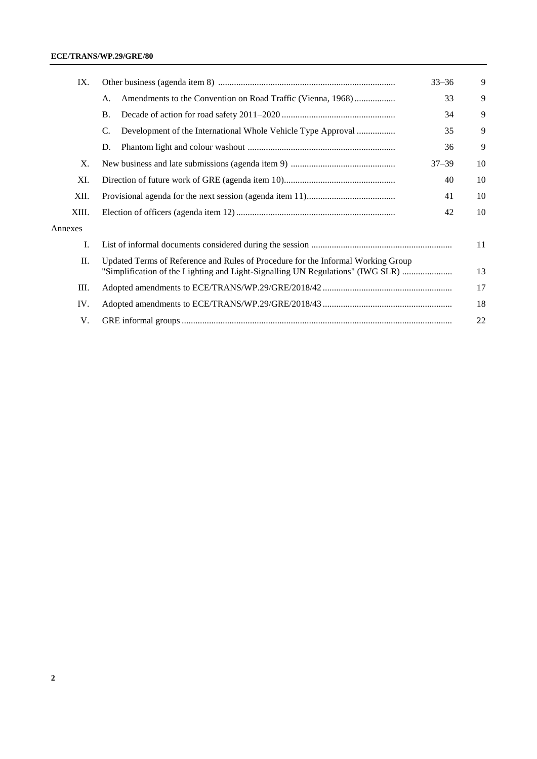| | | | |
|---|---|---|---|
| IX. | Other business (agenda item 8) | 33–36 | 9 |
| | A. Amendments to the Convention on Road Traffic (Vienna, 1968) | 33 | 9 |
| | B. Decade of action for road safety 2011–2020 | 34 | 9 |
| | C. Development of the International Whole Vehicle Type Approval | 35 | 9 |
| | D. Phantom light and colour washout | 36 | 9 |
| X. | New business and late submissions (agenda item 9) | 37–39 | 10 |
| XI. | Direction of future work of GRE (agenda item 10) | 40 | 10 |
| XII. | Provisional agenda for the next session (agenda item 11) | 41 | 10 |
| XIII. | Election of officers (agenda item 12) | 42 | 10 |
| Annexes | | | |
| I. | List of informal documents considered during the session | | 11 |
| II. | Updated Terms of Reference and Rules of Procedure for the Informal Working Group "Simplification of the Lighting and Light-Signalling UN Regulations" (IWG SLR) | | 13 |
| III. | Adopted amendments to ECE/TRANS/WP.29/GRE/2018/42 | | 17 |
| IV. | Adopted amendments to ECE/TRANS/WP.29/GRE/2018/43 | | 18 |
| V. | GRE informal groups | | 22 |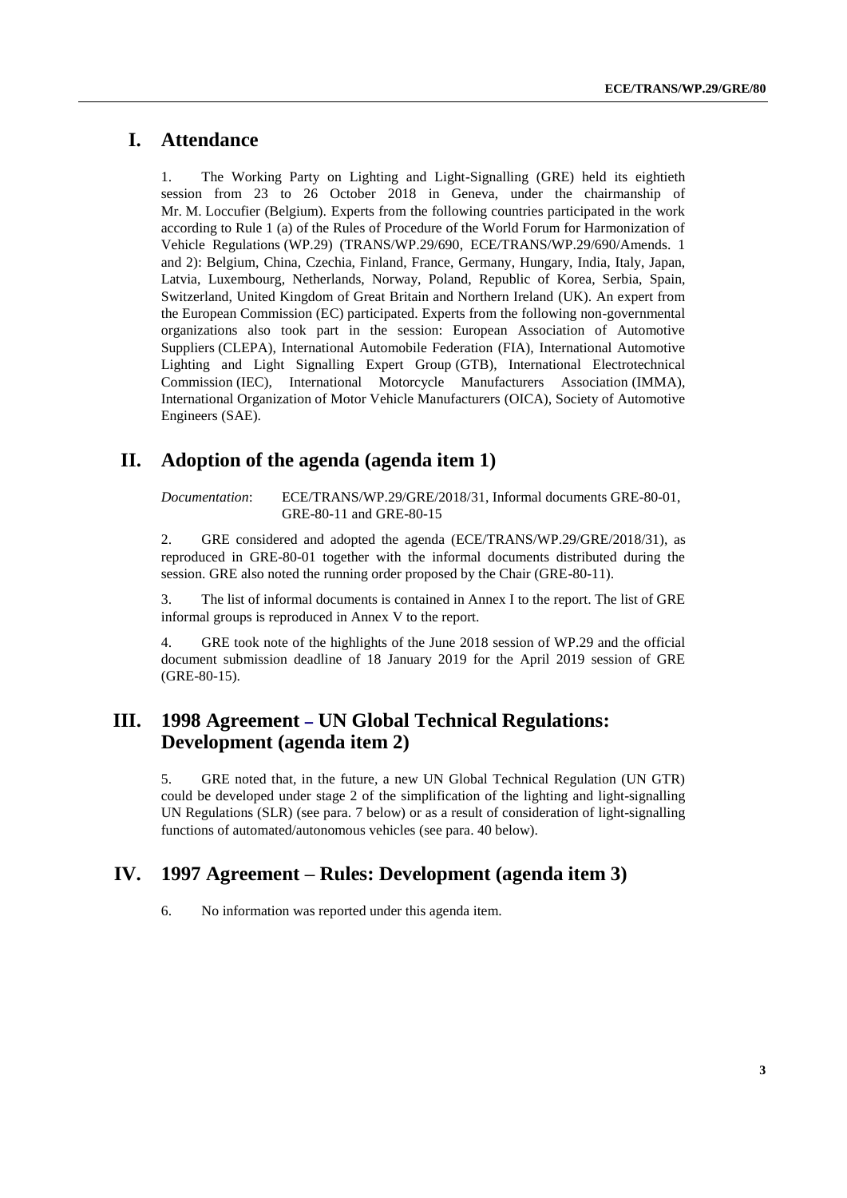# I. Attendance

1. The Working Party on Lighting and Light-Signalling (GRE) held its eightieth session from 23 to 26 October 2018 in Geneva, under the chairmanship of Mr. M. Loccufier (Belgium). Experts from the following countries participated in the work according to Rule 1 (a) of the Rules of Procedure of the World Forum for Harmonization of Vehicle Regulations (WP.29) (TRANS/WP.29/690, ECE/TRANS/WP.29/690/Amends. 1 and 2): Belgium, China, Czechia, Finland, France, Germany, Hungary, India, Italy, Japan, Latvia, Luxembourg, Netherlands, Norway, Poland, Republic of Korea, Serbia, Spain, Switzerland, United Kingdom of Great Britain and Northern Ireland (UK). An expert from the European Commission (EC) participated. Experts from the following non-governmental organizations also took part in the session: European Association of Automotive Suppliers (CLEPA), International Automobile Federation (FIA), International Automotive Lighting and Light Signalling Expert Group (GTB), International Electrotechnical Commission (IEC), International Motorcycle Manufacturers Association (IMMA), International Organization of Motor Vehicle Manufacturers (OICA), Society of Automotive Engineers (SAE).

# II. Adoption of the agenda (agenda item 1)

*Documentation*: ECE/TRANS/WP.29/GRE/2018/31, Informal documents GRE-80-01, GRE-80-11 and GRE-80-15

2. GRE considered and adopted the agenda (ECE/TRANS/WP.29/GRE/2018/31), as reproduced in GRE-80-01 together with the informal documents distributed during the session. GRE also noted the running order proposed by the Chair (GRE-80-11).

3. The list of informal documents is contained in Annex I to the report. The list of GRE informal groups is reproduced in Annex V to the report.

4. GRE took note of the highlights of the June 2018 session of WP.29 and the official document submission deadline of 18 January 2019 for the April 2019 session of GRE (GRE-80-15).

# III. 1998 Agreement – UN Global Technical Regulations: Development (agenda item 2)

5. GRE noted that, in the future, a new UN Global Technical Regulation (UN GTR) could be developed under stage 2 of the simplification of the lighting and light-signalling UN Regulations (SLR) (see para. 7 below) or as a result of consideration of light-signalling functions of automated/autonomous vehicles (see para. 40 below).

# IV. 1997 Agreement – Rules: Development (agenda item 3)

6. No information was reported under this agenda item.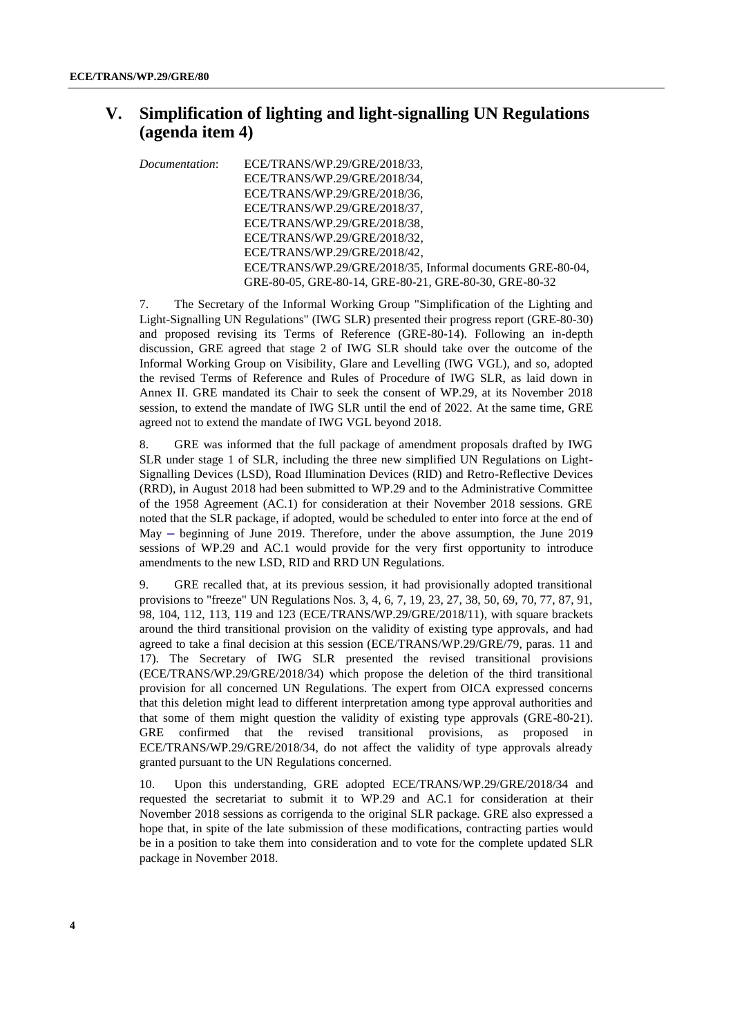## V. Simplification of lighting and light-signalling UN Regulations (agenda item 4)

*Documentation*: ECE/TRANS/WP.29/GRE/2018/33, ECE/TRANS/WP.29/GRE/2018/34, ECE/TRANS/WP.29/GRE/2018/36, ECE/TRANS/WP.29/GRE/2018/37, ECE/TRANS/WP.29/GRE/2018/38, ECE/TRANS/WP.29/GRE/2018/32, ECE/TRANS/WP.29/GRE/2018/42, ECE/TRANS/WP.29/GRE/2018/35, Informal documents GRE-80-04, GRE-80-05, GRE-80-14, GRE-80-21, GRE-80-30, GRE-80-32

7. The Secretary of the Informal Working Group "Simplification of the Lighting and Light-Signalling UN Regulations" (IWG SLR) presented their progress report (GRE-80-30) and proposed revising its Terms of Reference (GRE-80-14). Following an in-depth discussion, GRE agreed that stage 2 of IWG SLR should take over the outcome of the Informal Working Group on Visibility, Glare and Levelling (IWG VGL), and so, adopted the revised Terms of Reference and Rules of Procedure of IWG SLR, as laid down in Annex II. GRE mandated its Chair to seek the consent of WP.29, at its November 2018 session, to extend the mandate of IWG SLR until the end of 2022. At the same time, GRE agreed not to extend the mandate of IWG VGL beyond 2018.

8. GRE was informed that the full package of amendment proposals drafted by IWG SLR under stage 1 of SLR, including the three new simplified UN Regulations on Light-Signalling Devices (LSD), Road Illumination Devices (RID) and Retro-Reflective Devices (RRD), in August 2018 had been submitted to WP.29 and to the Administrative Committee of the 1958 Agreement (AC.1) for consideration at their November 2018 sessions. GRE noted that the SLR package, if adopted, would be scheduled to enter into force at the end of May – beginning of June 2019. Therefore, under the above assumption, the June 2019 sessions of WP.29 and AC.1 would provide for the very first opportunity to introduce amendments to the new LSD, RID and RRD UN Regulations.

9. GRE recalled that, at its previous session, it had provisionally adopted transitional provisions to "freeze" UN Regulations Nos. 3, 4, 6, 7, 19, 23, 27, 38, 50, 69, 70, 77, 87, 91, 98, 104, 112, 113, 119 and 123 (ECE/TRANS/WP.29/GRE/2018/11), with square brackets around the third transitional provision on the validity of existing type approvals, and had agreed to take a final decision at this session (ECE/TRANS/WP.29/GRE/79, paras. 11 and 17). The Secretary of IWG SLR presented the revised transitional provisions (ECE/TRANS/WP.29/GRE/2018/34) which propose the deletion of the third transitional provision for all concerned UN Regulations. The expert from OICA expressed concerns that this deletion might lead to different interpretation among type approval authorities and that some of them might question the validity of existing type approvals (GRE-80-21). GRE confirmed that the revised transitional provisions, as proposed in ECE/TRANS/WP.29/GRE/2018/34, do not affect the validity of type approvals already granted pursuant to the UN Regulations concerned.

10. Upon this understanding, GRE adopted ECE/TRANS/WP.29/GRE/2018/34 and requested the secretariat to submit it to WP.29 and AC.1 for consideration at their November 2018 sessions as corrigenda to the original SLR package. GRE also expressed a hope that, in spite of the late submission of these modifications, contracting parties would be in a position to take them into consideration and to vote for the complete updated SLR package in November 2018.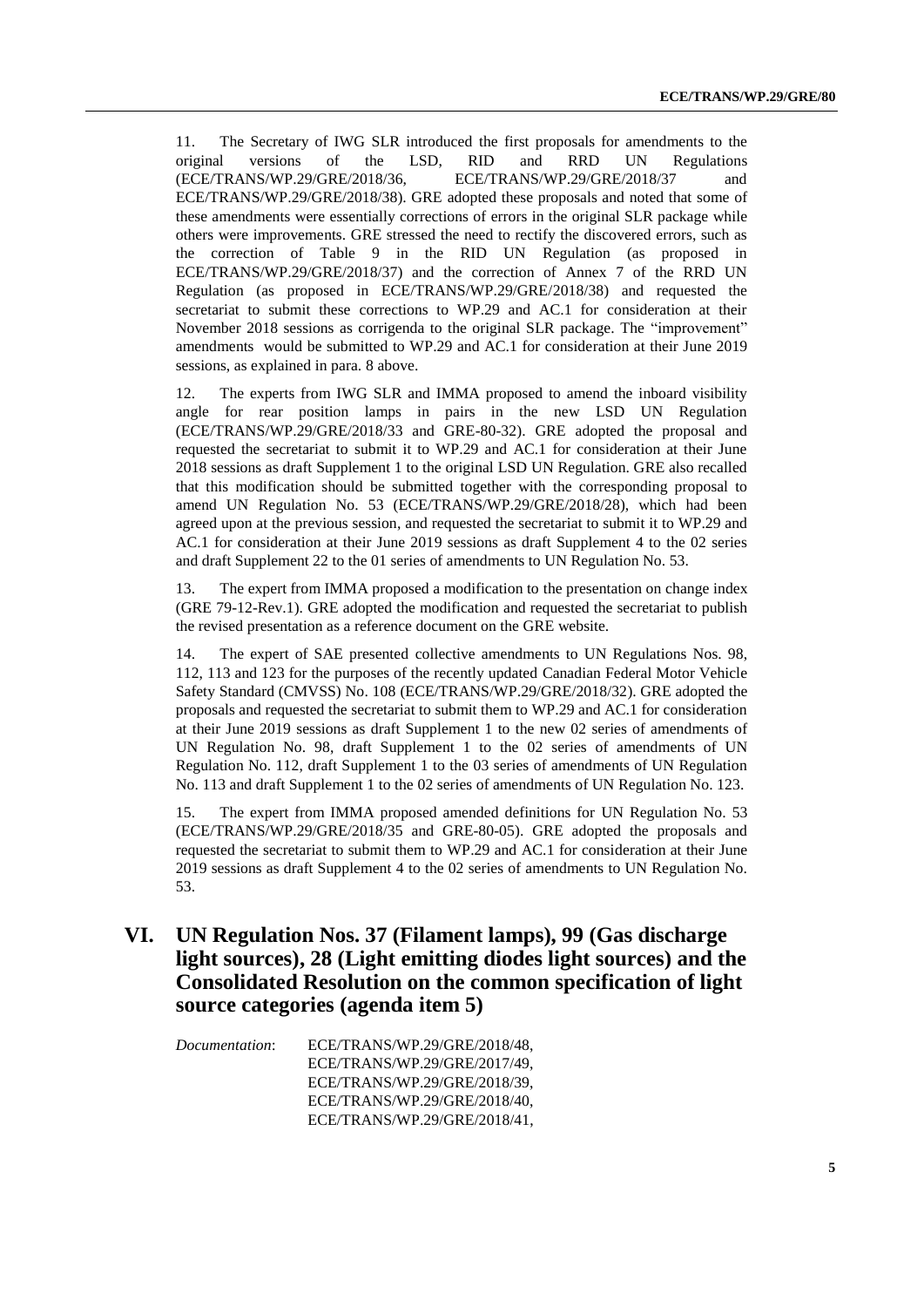11. The Secretary of IWG SLR introduced the first proposals for amendments to the original versions of the LSD, RID and RRD UN Regulations (ECE/TRANS/WP.29/GRE/2018/36, ECE/TRANS/WP.29/GRE/2018/37 and ECE/TRANS/WP.29/GRE/2018/38). GRE adopted these proposals and noted that some of these amendments were essentially corrections of errors in the original SLR package while others were improvements. GRE stressed the need to rectify the discovered errors, such as the correction of Table 9 in the RID UN Regulation (as proposed in ECE/TRANS/WP.29/GRE/2018/37) and the correction of Annex 7 of the RRD UN Regulation (as proposed in ECE/TRANS/WP.29/GRE/2018/38) and requested the secretariat to submit these corrections to WP.29 and AC.1 for consideration at their November 2018 sessions as corrigenda to the original SLR package. The "improvement" amendments would be submitted to WP.29 and AC.1 for consideration at their June 2019 sessions, as explained in para. 8 above.

12. The experts from IWG SLR and IMMA proposed to amend the inboard visibility angle for rear position lamps in pairs in the new LSD UN Regulation (ECE/TRANS/WP.29/GRE/2018/33 and GRE-80-32). GRE adopted the proposal and requested the secretariat to submit it to WP.29 and AC.1 for consideration at their June 2018 sessions as draft Supplement 1 to the original LSD UN Regulation. GRE also recalled that this modification should be submitted together with the corresponding proposal to amend UN Regulation No. 53 (ECE/TRANS/WP.29/GRE/2018/28), which had been agreed upon at the previous session, and requested the secretariat to submit it to WP.29 and AC.1 for consideration at their June 2019 sessions as draft Supplement 4 to the 02 series and draft Supplement 22 to the 01 series of amendments to UN Regulation No. 53.

13. The expert from IMMA proposed a modification to the presentation on change index (GRE 79-12-Rev.1). GRE adopted the modification and requested the secretariat to publish the revised presentation as a reference document on the GRE website.

14. The expert of SAE presented collective amendments to UN Regulations Nos. 98, 112, 113 and 123 for the purposes of the recently updated Canadian Federal Motor Vehicle Safety Standard (CMVSS) No. 108 (ECE/TRANS/WP.29/GRE/2018/32). GRE adopted the proposals and requested the secretariat to submit them to WP.29 and AC.1 for consideration at their June 2019 sessions as draft Supplement 1 to the new 02 series of amendments of UN Regulation No. 98, draft Supplement 1 to the 02 series of amendments of UN Regulation No. 112, draft Supplement 1 to the 03 series of amendments of UN Regulation No. 113 and draft Supplement 1 to the 02 series of amendments of UN Regulation No. 123.

15. The expert from IMMA proposed amended definitions for UN Regulation No. 53 (ECE/TRANS/WP.29/GRE/2018/35 and GRE-80-05). GRE adopted the proposals and requested the secretariat to submit them to WP.29 and AC.1 for consideration at their June 2019 sessions as draft Supplement 4 to the 02 series of amendments to UN Regulation No. 53.

# VI. UN Regulation Nos. 37 (Filament lamps), 99 (Gas discharge light sources), 28 (Light emitting diodes light sources) and the Consolidated Resolution on the common specification of light source categories (agenda item 5)

*Documentation*: ECE/TRANS/WP.29/GRE/2018/48,
ECE/TRANS/WP.29/GRE/2017/49,
ECE/TRANS/WP.29/GRE/2018/39,
ECE/TRANS/WP.29/GRE/2018/40,
ECE/TRANS/WP.29/GRE/2018/41,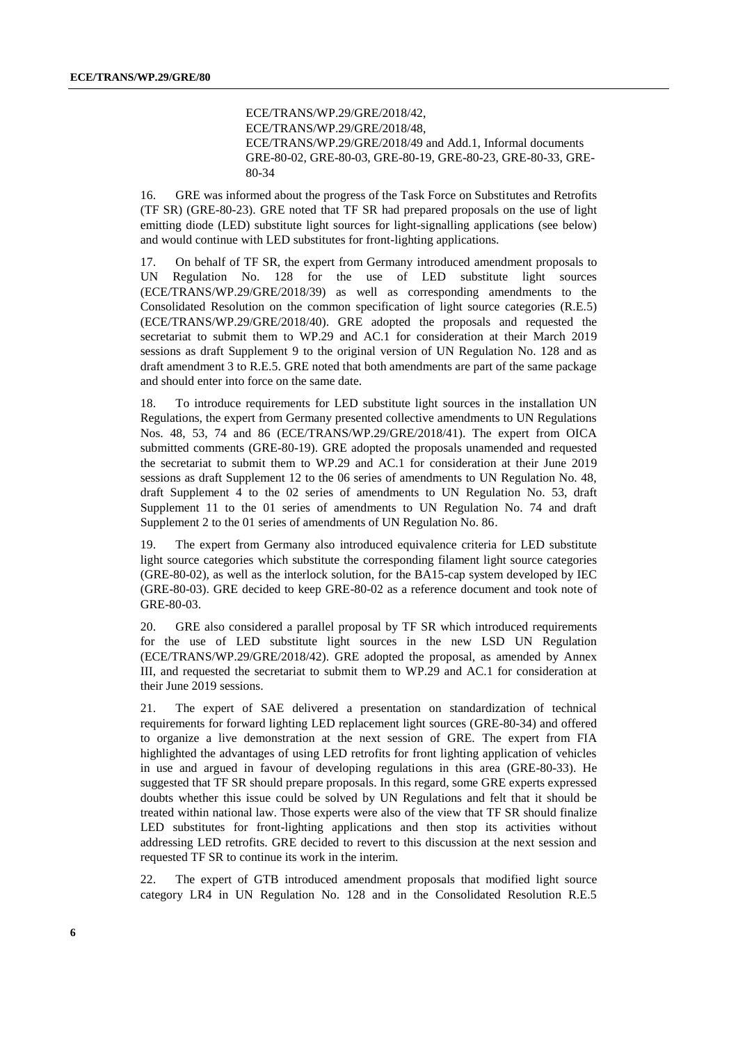ECE/TRANS/WP.29/GRE/2018/42,
ECE/TRANS/WP.29/GRE/2018/48,
ECE/TRANS/WP.29/GRE/2018/49 and Add.1, Informal documents GRE-80-02, GRE-80-03, GRE-80-19, GRE-80-23, GRE-80-33, GRE-80-34

16. GRE was informed about the progress of the Task Force on Substitutes and Retrofits (TF SR) (GRE-80-23). GRE noted that TF SR had prepared proposals on the use of light emitting diode (LED) substitute light sources for light-signalling applications (see below) and would continue with LED substitutes for front-lighting applications.

17. On behalf of TF SR, the expert from Germany introduced amendment proposals to UN Regulation No. 128 for the use of LED substitute light sources (ECE/TRANS/WP.29/GRE/2018/39) as well as corresponding amendments to the Consolidated Resolution on the common specification of light source categories (R.E.5) (ECE/TRANS/WP.29/GRE/2018/40). GRE adopted the proposals and requested the secretariat to submit them to WP.29 and AC.1 for consideration at their March 2019 sessions as draft Supplement 9 to the original version of UN Regulation No. 128 and as draft amendment 3 to R.E.5. GRE noted that both amendments are part of the same package and should enter into force on the same date.

18. To introduce requirements for LED substitute light sources in the installation UN Regulations, the expert from Germany presented collective amendments to UN Regulations Nos. 48, 53, 74 and 86 (ECE/TRANS/WP.29/GRE/2018/41). The expert from OICA submitted comments (GRE-80-19). GRE adopted the proposals unamended and requested the secretariat to submit them to WP.29 and AC.1 for consideration at their June 2019 sessions as draft Supplement 12 to the 06 series of amendments to UN Regulation No. 48, draft Supplement 4 to the 02 series of amendments to UN Regulation No. 53, draft Supplement 11 to the 01 series of amendments to UN Regulation No. 74 and draft Supplement 2 to the 01 series of amendments of UN Regulation No. 86.

19. The expert from Germany also introduced equivalence criteria for LED substitute light source categories which substitute the corresponding filament light source categories (GRE-80-02), as well as the interlock solution, for the BA15-cap system developed by IEC (GRE-80-03). GRE decided to keep GRE-80-02 as a reference document and took note of GRE-80-03.

20. GRE also considered a parallel proposal by TF SR which introduced requirements for the use of LED substitute light sources in the new LSD UN Regulation (ECE/TRANS/WP.29/GRE/2018/42). GRE adopted the proposal, as amended by Annex III, and requested the secretariat to submit them to WP.29 and AC.1 for consideration at their June 2019 sessions.

21. The expert of SAE delivered a presentation on standardization of technical requirements for forward lighting LED replacement light sources (GRE-80-34) and offered to organize a live demonstration at the next session of GRE. The expert from FIA highlighted the advantages of using LED retrofits for front lighting application of vehicles in use and argued in favour of developing regulations in this area (GRE-80-33). He suggested that TF SR should prepare proposals. In this regard, some GRE experts expressed doubts whether this issue could be solved by UN Regulations and felt that it should be treated within national law. Those experts were also of the view that TF SR should finalize LED substitutes for front-lighting applications and then stop its activities without addressing LED retrofits. GRE decided to revert to this discussion at the next session and requested TF SR to continue its work in the interim.

22. The expert of GTB introduced amendment proposals that modified light source category LR4 in UN Regulation No. 128 and in the Consolidated Resolution R.E.5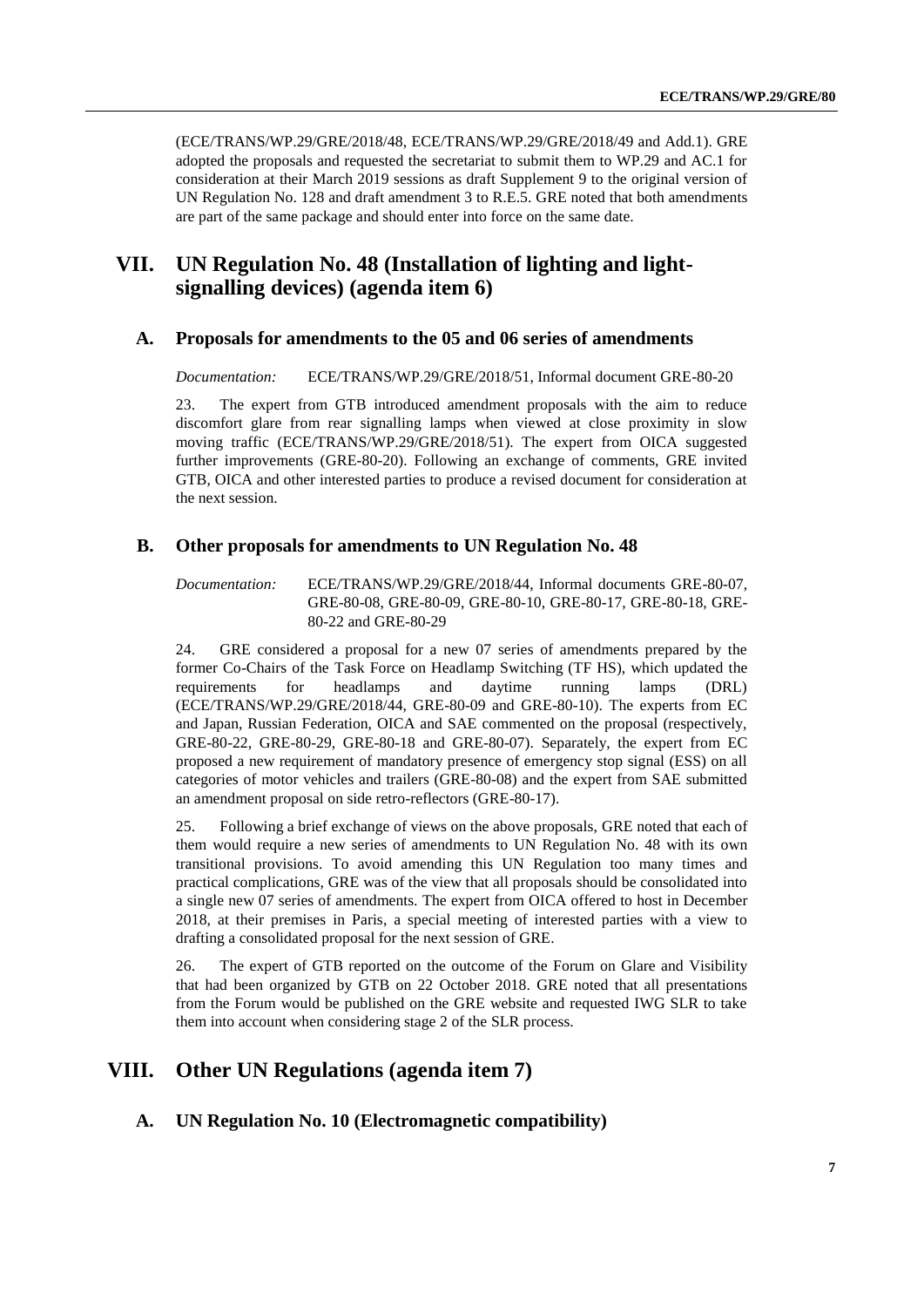(ECE/TRANS/WP.29/GRE/2018/48, ECE/TRANS/WP.29/GRE/2018/49 and Add.1). GRE adopted the proposals and requested the secretariat to submit them to WP.29 and AC.1 for consideration at their March 2019 sessions as draft Supplement 9 to the original version of UN Regulation No. 128 and draft amendment 3 to R.E.5. GRE noted that both amendments are part of the same package and should enter into force on the same date.

# VII. UN Regulation No. 48 (Installation of lighting and light-signalling devices) (agenda item 6)

## A. Proposals for amendments to the 05 and 06 series of amendments

*Documentation:* ECE/TRANS/WP.29/GRE/2018/51, Informal document GRE-80-20

23. The expert from GTB introduced amendment proposals with the aim to reduce discomfort glare from rear signalling lamps when viewed at close proximity in slow moving traffic (ECE/TRANS/WP.29/GRE/2018/51). The expert from OICA suggested further improvements (GRE-80-20). Following an exchange of comments, GRE invited GTB, OICA and other interested parties to produce a revised document for consideration at the next session.

## B. Other proposals for amendments to UN Regulation No. 48

*Documentation:* ECE/TRANS/WP.29/GRE/2018/44, Informal documents GRE-80-07, GRE-80-08, GRE-80-09, GRE-80-10, GRE-80-17, GRE-80-18, GRE-80-22 and GRE-80-29

24. GRE considered a proposal for a new 07 series of amendments prepared by the former Co-Chairs of the Task Force on Headlamp Switching (TF HS), which updated the requirements for headlamps and daytime running lamps (DRL) (ECE/TRANS/WP.29/GRE/2018/44, GRE-80-09 and GRE-80-10). The experts from EC and Japan, Russian Federation, OICA and SAE commented on the proposal (respectively, GRE-80-22, GRE-80-29, GRE-80-18 and GRE-80-07). Separately, the expert from EC proposed a new requirement of mandatory presence of emergency stop signal (ESS) on all categories of motor vehicles and trailers (GRE-80-08) and the expert from SAE submitted an amendment proposal on side retro-reflectors (GRE-80-17).

25. Following a brief exchange of views on the above proposals, GRE noted that each of them would require a new series of amendments to UN Regulation No. 48 with its own transitional provisions. To avoid amending this UN Regulation too many times and practical complications, GRE was of the view that all proposals should be consolidated into a single new 07 series of amendments. The expert from OICA offered to host in December 2018, at their premises in Paris, a special meeting of interested parties with a view to drafting a consolidated proposal for the next session of GRE.

26. The expert of GTB reported on the outcome of the Forum on Glare and Visibility that had been organized by GTB on 22 October 2018. GRE noted that all presentations from the Forum would be published on the GRE website and requested IWG SLR to take them into account when considering stage 2 of the SLR process.

# VIII. Other UN Regulations (agenda item 7)

## A. UN Regulation No. 10 (Electromagnetic compatibility)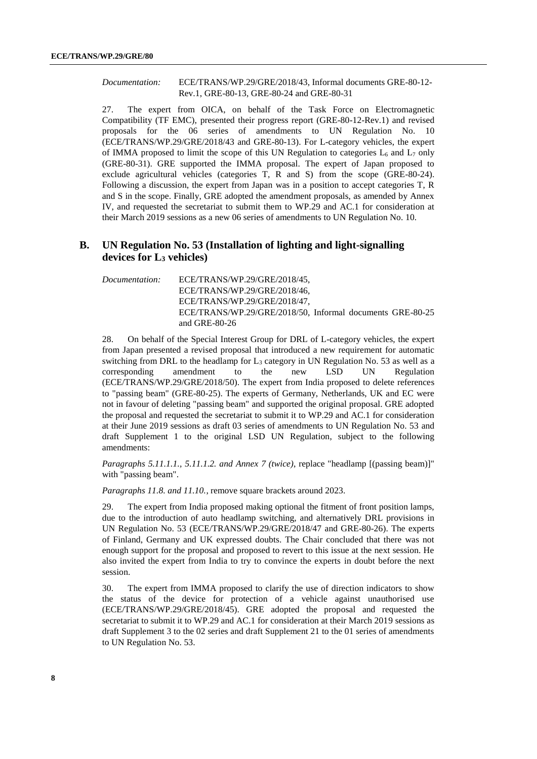*Documentation:* ECE/TRANS/WP.29/GRE/2018/43, Informal documents GRE-80-12-Rev.1, GRE-80-13, GRE-80-24 and GRE-80-31

27. The expert from OICA, on behalf of the Task Force on Electromagnetic Compatibility (TF EMC), presented their progress report (GRE-80-12-Rev.1) and revised proposals for the 06 series of amendments to UN Regulation No. 10 (ECE/TRANS/WP.29/GRE/2018/43 and GRE-80-13). For L-category vehicles, the expert of IMMA proposed to limit the scope of this UN Regulation to categories $L_6$ and $L_7$ only (GRE-80-31). GRE supported the IMMA proposal. The expert of Japan proposed to exclude agricultural vehicles (categories T, R and S) from the scope (GRE-80-24). Following a discussion, the expert from Japan was in a position to accept categories T, R and S in the scope. Finally, GRE adopted the amendment proposals, as amended by Annex IV, and requested the secretariat to submit them to WP.29 and AC.1 for consideration at their March 2019 sessions as a new 06 series of amendments to UN Regulation No. 10.

## B. UN Regulation No. 53 (Installation of lighting and light-signalling devices for $L_3$ vehicles)

*Documentation:* ECE/TRANS/WP.29/GRE/2018/45, ECE/TRANS/WP.29/GRE/2018/46, ECE/TRANS/WP.29/GRE/2018/47, ECE/TRANS/WP.29/GRE/2018/50, Informal documents GRE-80-25 and GRE-80-26

28. On behalf of the Special Interest Group for DRL of L-category vehicles, the expert from Japan presented a revised proposal that introduced a new requirement for automatic switching from DRL to the headlamp for $L_3$ category in UN Regulation No. 53 as well as a corresponding amendment to the new LSD UN Regulation (ECE/TRANS/WP.29/GRE/2018/50). The expert from India proposed to delete references to "passing beam" (GRE-80-25). The experts of Germany, Netherlands, UK and EC were not in favour of deleting "passing beam" and supported the original proposal. GRE adopted the proposal and requested the secretariat to submit it to WP.29 and AC.1 for consideration at their June 2019 sessions as draft 03 series of amendments to UN Regulation No. 53 and draft Supplement 1 to the original LSD UN Regulation, subject to the following amendments:

*Paragraphs 5.11.1.1., 5.11.1.2. and Annex 7 (twice)*, replace "headlamp [(passing beam)]" with "passing beam".

*Paragraphs 11.8. and 11.10.*, remove square brackets around 2023.

29. The expert from India proposed making optional the fitment of front position lamps, due to the introduction of auto headlamp switching, and alternatively DRL provisions in UN Regulation No. 53 (ECE/TRANS/WP.29/GRE/2018/47 and GRE-80-26). The experts of Finland, Germany and UK expressed doubts. The Chair concluded that there was not enough support for the proposal and proposed to revert to this issue at the next session. He also invited the expert from India to try to convince the experts in doubt before the next session.

30. The expert from IMMA proposed to clarify the use of direction indicators to show the status of the device for protection of a vehicle against unauthorised use (ECE/TRANS/WP.29/GRE/2018/45). GRE adopted the proposal and requested the secretariat to submit it to WP.29 and AC.1 for consideration at their March 2019 sessions as draft Supplement 3 to the 02 series and draft Supplement 21 to the 01 series of amendments to UN Regulation No. 53.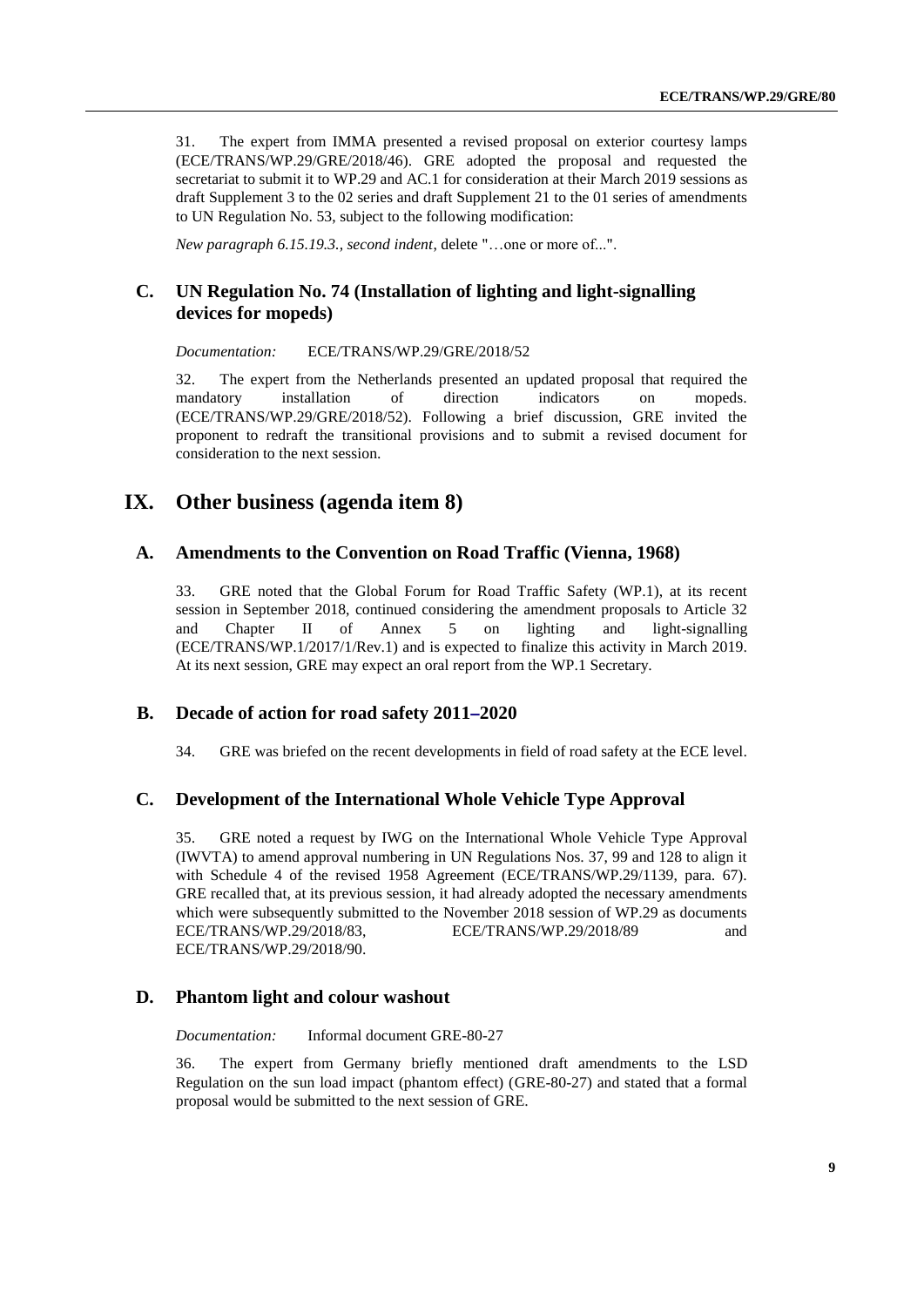31. The expert from IMMA presented a revised proposal on exterior courtesy lamps (ECE/TRANS/WP.29/GRE/2018/46). GRE adopted the proposal and requested the secretariat to submit it to WP.29 and AC.1 for consideration at their March 2019 sessions as draft Supplement 3 to the 02 series and draft Supplement 21 to the 01 series of amendments to UN Regulation No. 53, subject to the following modification:

*New paragraph 6.15.19.3., second indent*, delete "…one or more of...".

## C. UN Regulation No. 74 (Installation of lighting and light-signalling devices for mopeds)

*Documentation:* ECE/TRANS/WP.29/GRE/2018/52

32. The expert from the Netherlands presented an updated proposal that required the mandatory installation of direction indicators on mopeds. (ECE/TRANS/WP.29/GRE/2018/52). Following a brief discussion, GRE invited the proponent to redraft the transitional provisions and to submit a revised document for consideration to the next session.

# IX. Other business (agenda item 8)

## A. Amendments to the Convention on Road Traffic (Vienna, 1968)

33. GRE noted that the Global Forum for Road Traffic Safety (WP.1), at its recent session in September 2018, continued considering the amendment proposals to Article 32 and Chapter II of Annex 5 on lighting and light-signalling (ECE/TRANS/WP.1/2017/1/Rev.1) and is expected to finalize this activity in March 2019. At its next session, GRE may expect an oral report from the WP.1 Secretary.

## B. Decade of action for road safety 2011–2020

34. GRE was briefed on the recent developments in field of road safety at the ECE level.

## C. Development of the International Whole Vehicle Type Approval

35. GRE noted a request by IWG on the International Whole Vehicle Type Approval (IWVTA) to amend approval numbering in UN Regulations Nos. 37, 99 and 128 to align it with Schedule 4 of the revised 1958 Agreement (ECE/TRANS/WP.29/1139, para. 67). GRE recalled that, at its previous session, it had already adopted the necessary amendments which were subsequently submitted to the November 2018 session of WP.29 as documents ECE/TRANS/WP.29/2018/83, ECE/TRANS/WP.29/2018/89 and ECE/TRANS/WP.29/2018/90.

## D. Phantom light and colour washout

*Documentation:* Informal document GRE-80-27

36. The expert from Germany briefly mentioned draft amendments to the LSD Regulation on the sun load impact (phantom effect) (GRE-80-27) and stated that a formal proposal would be submitted to the next session of GRE.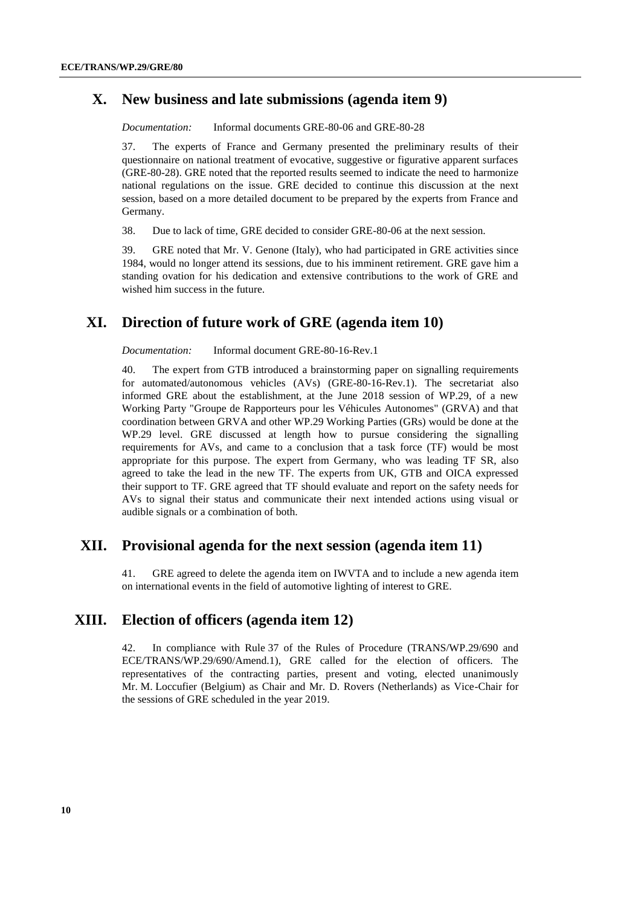## X. New business and late submissions (agenda item 9)

*Documentation:* Informal documents GRE-80-06 and GRE-80-28

37. The experts of France and Germany presented the preliminary results of their questionnaire on national treatment of evocative, suggestive or figurative apparent surfaces (GRE-80-28). GRE noted that the reported results seemed to indicate the need to harmonize national regulations on the issue. GRE decided to continue this discussion at the next session, based on a more detailed document to be prepared by the experts from France and Germany.

38. Due to lack of time, GRE decided to consider GRE-80-06 at the next session.

39. GRE noted that Mr. V. Genone (Italy), who had participated in GRE activities since 1984, would no longer attend its sessions, due to his imminent retirement. GRE gave him a standing ovation for his dedication and extensive contributions to the work of GRE and wished him success in the future.

## XI. Direction of future work of GRE (agenda item 10)

*Documentation:* Informal document GRE-80-16-Rev.1

40. The expert from GTB introduced a brainstorming paper on signalling requirements for automated/autonomous vehicles (AVs) (GRE-80-16-Rev.1). The secretariat also informed GRE about the establishment, at the June 2018 session of WP.29, of a new Working Party "Groupe de Rapporteurs pour les Véhicules Autonomes" (GRVA) and that coordination between GRVA and other WP.29 Working Parties (GRs) would be done at the WP.29 level. GRE discussed at length how to pursue considering the signalling requirements for AVs, and came to a conclusion that a task force (TF) would be most appropriate for this purpose. The expert from Germany, who was leading TF SR, also agreed to take the lead in the new TF. The experts from UK, GTB and OICA expressed their support to TF. GRE agreed that TF should evaluate and report on the safety needs for AVs to signal their status and communicate their next intended actions using visual or audible signals or a combination of both.

## XII. Provisional agenda for the next session (agenda item 11)

41. GRE agreed to delete the agenda item on IWVTA and to include a new agenda item on international events in the field of automotive lighting of interest to GRE.

## XIII. Election of officers (agenda item 12)

42. In compliance with Rule 37 of the Rules of Procedure (TRANS/WP.29/690 and ECE/TRANS/WP.29/690/Amend.1), GRE called for the election of officers. The representatives of the contracting parties, present and voting, elected unanimously Mr. M. Loccufier (Belgium) as Chair and Mr. D. Rovers (Netherlands) as Vice-Chair for the sessions of GRE scheduled in the year 2019.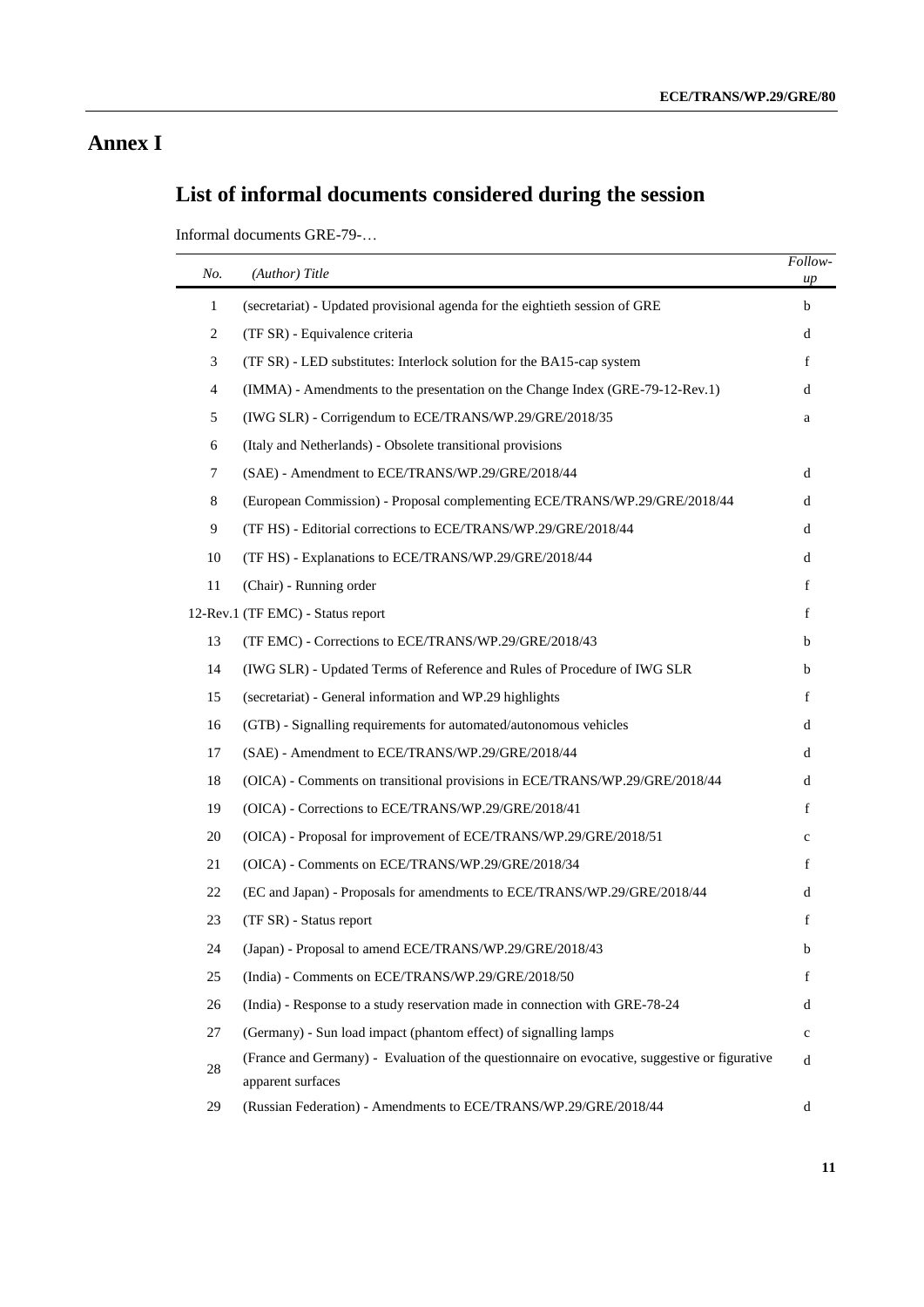# Annex I

## List of informal documents considered during the session

Informal documents GRE-79-…

| *No.* | *(Author) Title* | *Follow-up* |
|---|---|---|
| 1 | (secretariat) - Updated provisional agenda for the eightieth session of GRE | b |
| 2 | (TF SR) - Equivalence criteria | d |
| 3 | (TF SR) - LED substitutes: Interlock solution for the BA15-cap system | f |
| 4 | (IMMA) - Amendments to the presentation on the Change Index (GRE-79-12-Rev.1) | d |
| 5 | (IWG SLR) - Corrigendum to ECE/TRANS/WP.29/GRE/2018/35 | a |
| 6 | (Italy and Netherlands) - Obsolete transitional provisions | |
| 7 | (SAE) - Amendment to ECE/TRANS/WP.29/GRE/2018/44 | d |
| 8 | (European Commission) - Proposal complementing ECE/TRANS/WP.29/GRE/2018/44 | d |
| 9 | (TF HS) - Editorial corrections to ECE/TRANS/WP.29/GRE/2018/44 | d |
| 10 | (TF HS) - Explanations to ECE/TRANS/WP.29/GRE/2018/44 | d |
| 11 | (Chair) - Running order | f |
| 12-Rev.1 | (TF EMC) - Status report | f |
| 13 | (TF EMC) - Corrections to ECE/TRANS/WP.29/GRE/2018/43 | b |
| 14 | (IWG SLR) - Updated Terms of Reference and Rules of Procedure of IWG SLR | b |
| 15 | (secretariat) - General information and WP.29 highlights | f |
| 16 | (GTB) - Signalling requirements for automated/autonomous vehicles | d |
| 17 | (SAE) - Amendment to ECE/TRANS/WP.29/GRE/2018/44 | d |
| 18 | (OICA) - Comments on transitional provisions in ECE/TRANS/WP.29/GRE/2018/44 | d |
| 19 | (OICA) - Corrections to ECE/TRANS/WP.29/GRE/2018/41 | f |
| 20 | (OICA) - Proposal for improvement of ECE/TRANS/WP.29/GRE/2018/51 | c |
| 21 | (OICA) - Comments on ECE/TRANS/WP.29/GRE/2018/34 | f |
| 22 | (EC and Japan) - Proposals for amendments to ECE/TRANS/WP.29/GRE/2018/44 | d |
| 23 | (TF SR) - Status report | f |
| 24 | (Japan) - Proposal to amend ECE/TRANS/WP.29/GRE/2018/43 | b |
| 25 | (India) - Comments on ECE/TRANS/WP.29/GRE/2018/50 | f |
| 26 | (India) - Response to a study reservation made in connection with GRE-78-24 | d |
| 27 | (Germany) - Sun load impact (phantom effect) of signalling lamps | c |
| 28 | (France and Germany) - Evaluation of the questionnaire on evocative, suggestive or figurative apparent surfaces | d |
| 29 | (Russian Federation) - Amendments to ECE/TRANS/WP.29/GRE/2018/44 | d |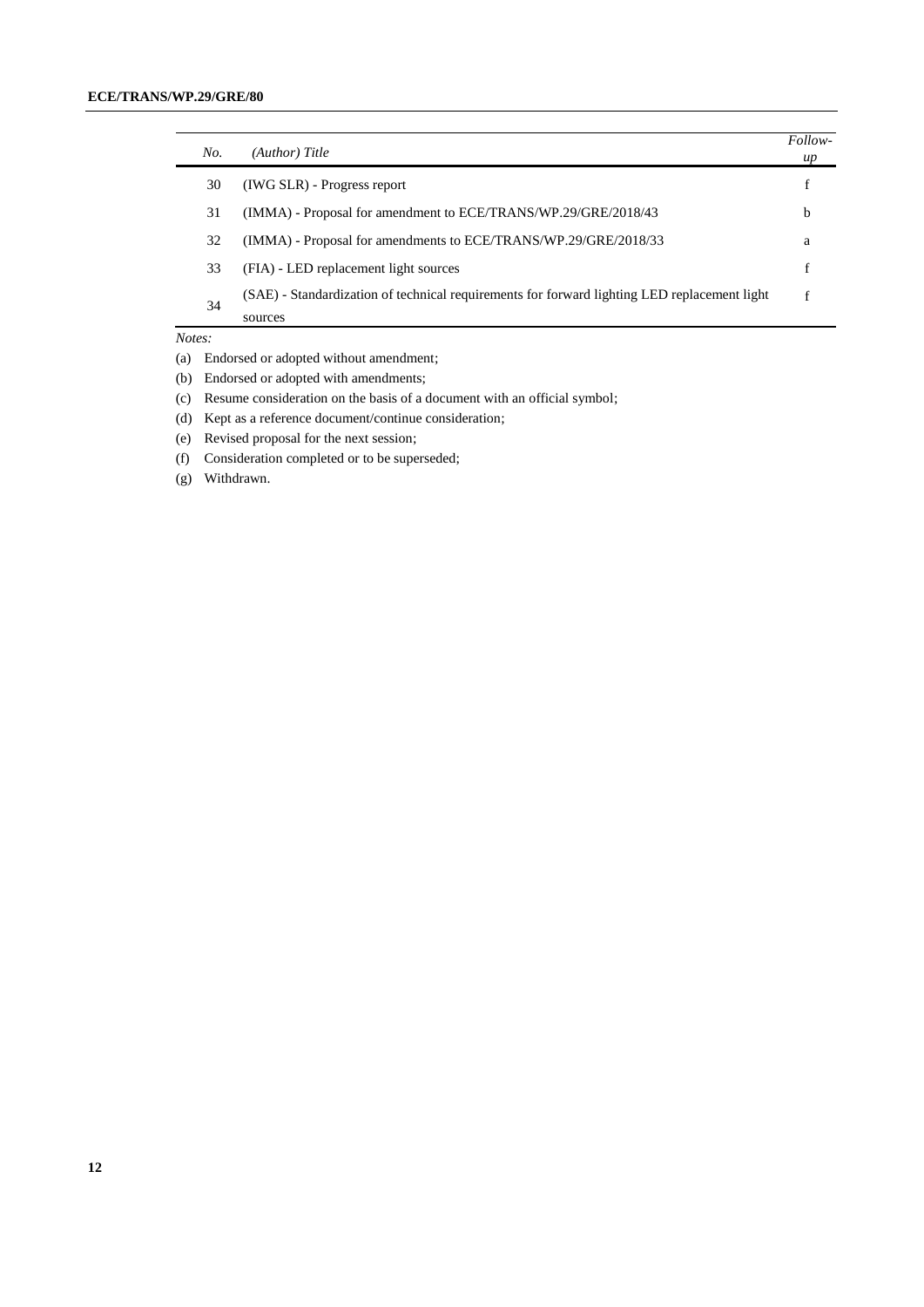| *No.* | *(Author) Title* | *Follow-up* |
|---|---|---|
| 30 | (IWG SLR) - Progress report | f |
| 31 | (IMMA) - Proposal for amendment to ECE/TRANS/WP.29/GRE/2018/43 | b |
| 32 | (IMMA) - Proposal for amendments to ECE/TRANS/WP.29/GRE/2018/33 | a |
| 33 | (FIA) - LED replacement light sources | f |
| 34 | (SAE) - Standardization of technical requirements for forward lighting LED replacement light sources | f |

*Notes:*

(a) Endorsed or adopted without amendment;

(b) Endorsed or adopted with amendments;

(c) Resume consideration on the basis of a document with an official symbol;

(d) Kept as a reference document/continue consideration;

(e) Revised proposal for the next session;

(f) Consideration completed or to be superseded;

(g) Withdrawn.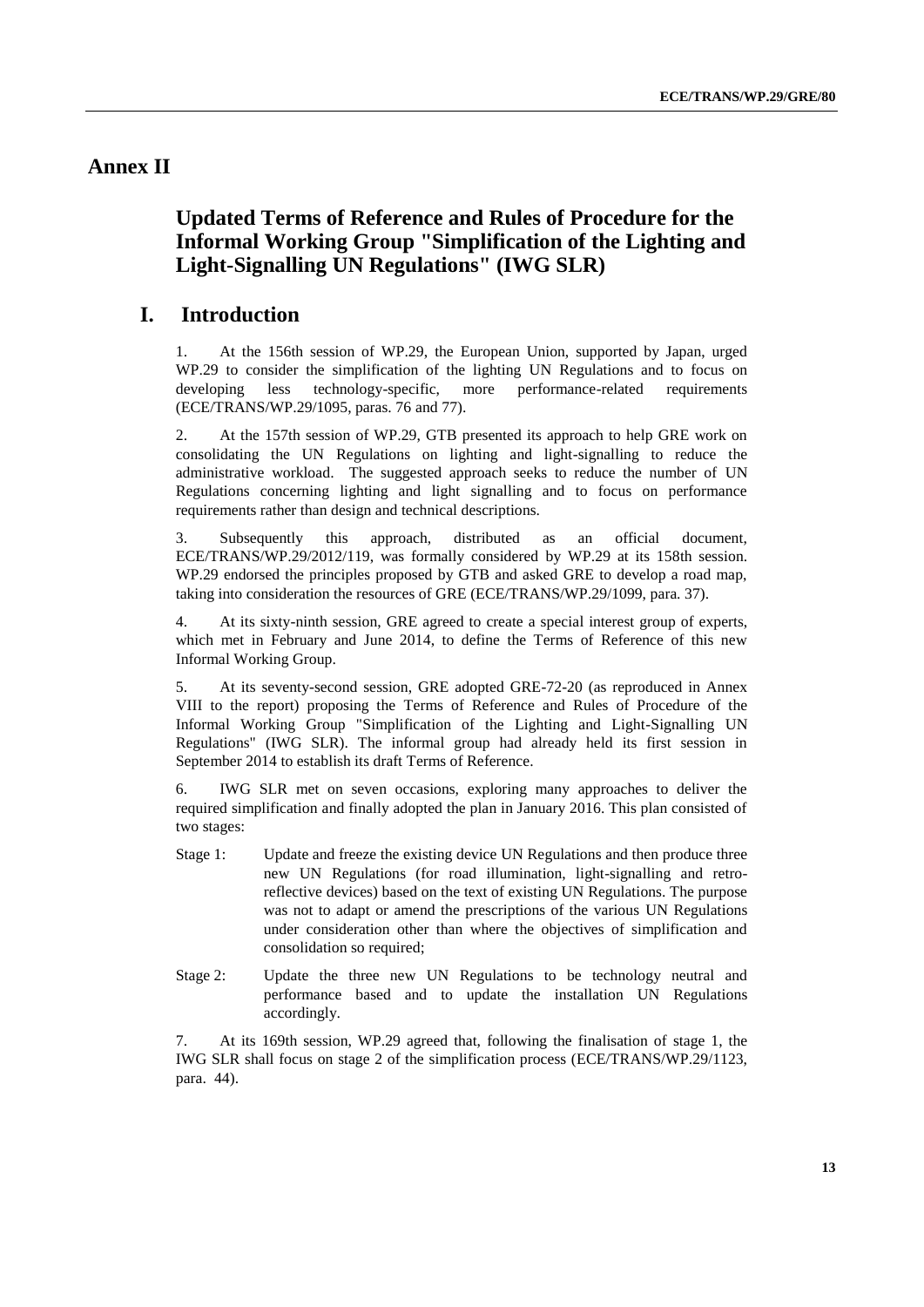# Annex II

## Updated Terms of Reference and Rules of Procedure for the Informal Working Group "Simplification of the Lighting and Light-Signalling UN Regulations" (IWG SLR)

## I. Introduction

1. At the 156th session of WP.29, the European Union, supported by Japan, urged WP.29 to consider the simplification of the lighting UN Regulations and to focus on developing less technology-specific, more performance-related requirements (ECE/TRANS/WP.29/1095, paras. 76 and 77).

2. At the 157th session of WP.29, GTB presented its approach to help GRE work on consolidating the UN Regulations on lighting and light-signalling to reduce the administrative workload. The suggested approach seeks to reduce the number of UN Regulations concerning lighting and light signalling and to focus on performance requirements rather than design and technical descriptions.

3. Subsequently this approach, distributed as an official document, ECE/TRANS/WP.29/2012/119, was formally considered by WP.29 at its 158th session. WP.29 endorsed the principles proposed by GTB and asked GRE to develop a road map, taking into consideration the resources of GRE (ECE/TRANS/WP.29/1099, para. 37).

4. At its sixty-ninth session, GRE agreed to create a special interest group of experts, which met in February and June 2014, to define the Terms of Reference of this new Informal Working Group.

5. At its seventy-second session, GRE adopted GRE-72-20 (as reproduced in Annex VIII to the report) proposing the Terms of Reference and Rules of Procedure of the Informal Working Group "Simplification of the Lighting and Light-Signalling UN Regulations" (IWG SLR). The informal group had already held its first session in September 2014 to establish its draft Terms of Reference.

6. IWG SLR met on seven occasions, exploring many approaches to deliver the required simplification and finally adopted the plan in January 2016. This plan consisted of two stages:

Stage 1: Update and freeze the existing device UN Regulations and then produce three new UN Regulations (for road illumination, light-signalling and retro-reflective devices) based on the text of existing UN Regulations. The purpose was not to adapt or amend the prescriptions of the various UN Regulations under consideration other than where the objectives of simplification and consolidation so required;

Stage 2: Update the three new UN Regulations to be technology neutral and performance based and to update the installation UN Regulations accordingly.

7. At its 169th session, WP.29 agreed that, following the finalisation of stage 1, the IWG SLR shall focus on stage 2 of the simplification process (ECE/TRANS/WP.29/1123, para. 44).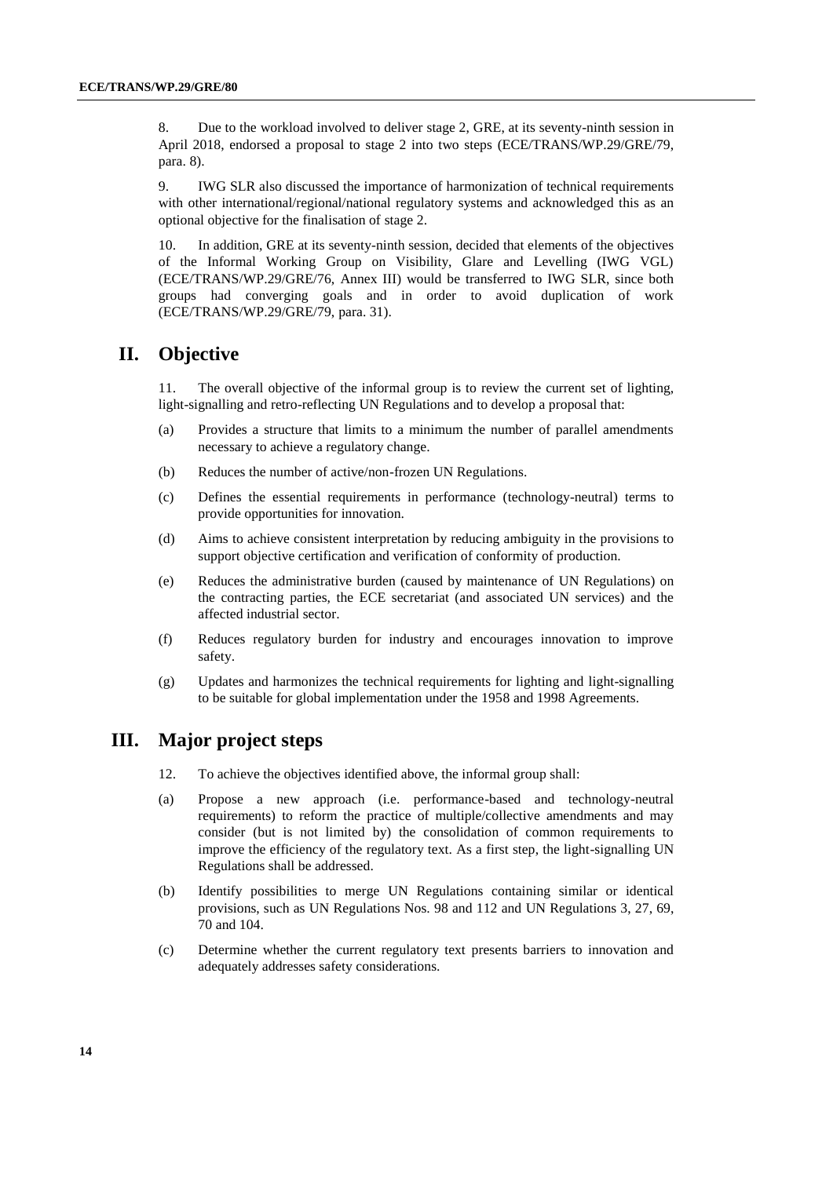8. Due to the workload involved to deliver stage 2, GRE, at its seventy-ninth session in April 2018, endorsed a proposal to stage 2 into two steps (ECE/TRANS/WP.29/GRE/79, para. 8).

9. IWG SLR also discussed the importance of harmonization of technical requirements with other international/regional/national regulatory systems and acknowledged this as an optional objective for the finalisation of stage 2.

10. In addition, GRE at its seventy-ninth session, decided that elements of the objectives of the Informal Working Group on Visibility, Glare and Levelling (IWG VGL) (ECE/TRANS/WP.29/GRE/76, Annex III) would be transferred to IWG SLR, since both groups had converging goals and in order to avoid duplication of work (ECE/TRANS/WP.29/GRE/79, para. 31).

## II. Objective

11. The overall objective of the informal group is to review the current set of lighting, light-signalling and retro-reflecting UN Regulations and to develop a proposal that:

(a) Provides a structure that limits to a minimum the number of parallel amendments necessary to achieve a regulatory change.

(b) Reduces the number of active/non-frozen UN Regulations.

(c) Defines the essential requirements in performance (technology-neutral) terms to provide opportunities for innovation.

(d) Aims to achieve consistent interpretation by reducing ambiguity in the provisions to support objective certification and verification of conformity of production.

(e) Reduces the administrative burden (caused by maintenance of UN Regulations) on the contracting parties, the ECE secretariat (and associated UN services) and the affected industrial sector.

(f) Reduces regulatory burden for industry and encourages innovation to improve safety.

(g) Updates and harmonizes the technical requirements for lighting and light-signalling to be suitable for global implementation under the 1958 and 1998 Agreements.

## III. Major project steps

12. To achieve the objectives identified above, the informal group shall:

(a) Propose a new approach (i.e. performance-based and technology-neutral requirements) to reform the practice of multiple/collective amendments and may consider (but is not limited by) the consolidation of common requirements to improve the efficiency of the regulatory text. As a first step, the light-signalling UN Regulations shall be addressed.

(b) Identify possibilities to merge UN Regulations containing similar or identical provisions, such as UN Regulations Nos. 98 and 112 and UN Regulations 3, 27, 69, 70 and 104.

(c) Determine whether the current regulatory text presents barriers to innovation and adequately addresses safety considerations.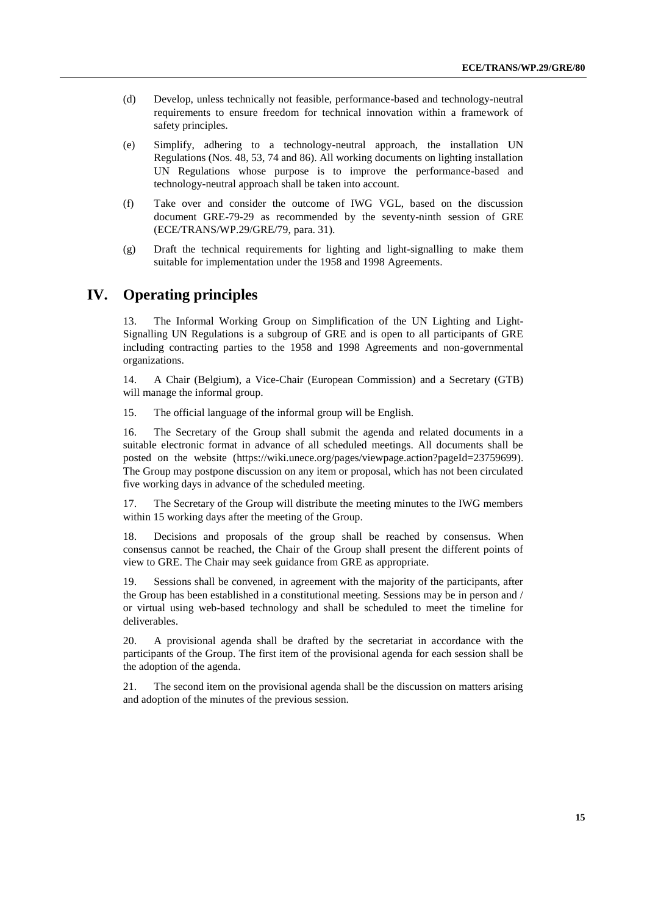(d) Develop, unless technically not feasible, performance-based and technology-neutral requirements to ensure freedom for technical innovation within a framework of safety principles.

(e) Simplify, adhering to a technology-neutral approach, the installation UN Regulations (Nos. 48, 53, 74 and 86). All working documents on lighting installation UN Regulations whose purpose is to improve the performance-based and technology-neutral approach shall be taken into account.

(f) Take over and consider the outcome of IWG VGL, based on the discussion document GRE-79-29 as recommended by the seventy-ninth session of GRE (ECE/TRANS/WP.29/GRE/79, para. 31).

(g) Draft the technical requirements for lighting and light-signalling to make them suitable for implementation under the 1958 and 1998 Agreements.

## IV. Operating principles

13. The Informal Working Group on Simplification of the UN Lighting and Light-Signalling UN Regulations is a subgroup of GRE and is open to all participants of GRE including contracting parties to the 1958 and 1998 Agreements and non-governmental organizations.

14. A Chair (Belgium), a Vice-Chair (European Commission) and a Secretary (GTB) will manage the informal group.

15. The official language of the informal group will be English.

16. The Secretary of the Group shall submit the agenda and related documents in a suitable electronic format in advance of all scheduled meetings. All documents shall be posted on the website (https://wiki.unece.org/pages/viewpage.action?pageId=23759699). The Group may postpone discussion on any item or proposal, which has not been circulated five working days in advance of the scheduled meeting.

17. The Secretary of the Group will distribute the meeting minutes to the IWG members within 15 working days after the meeting of the Group.

18. Decisions and proposals of the group shall be reached by consensus. When consensus cannot be reached, the Chair of the Group shall present the different points of view to GRE. The Chair may seek guidance from GRE as appropriate.

19. Sessions shall be convened, in agreement with the majority of the participants, after the Group has been established in a constitutional meeting. Sessions may be in person and / or virtual using web-based technology and shall be scheduled to meet the timeline for deliverables.

20. A provisional agenda shall be drafted by the secretariat in accordance with the participants of the Group. The first item of the provisional agenda for each session shall be the adoption of the agenda.

21. The second item on the provisional agenda shall be the discussion on matters arising and adoption of the minutes of the previous session.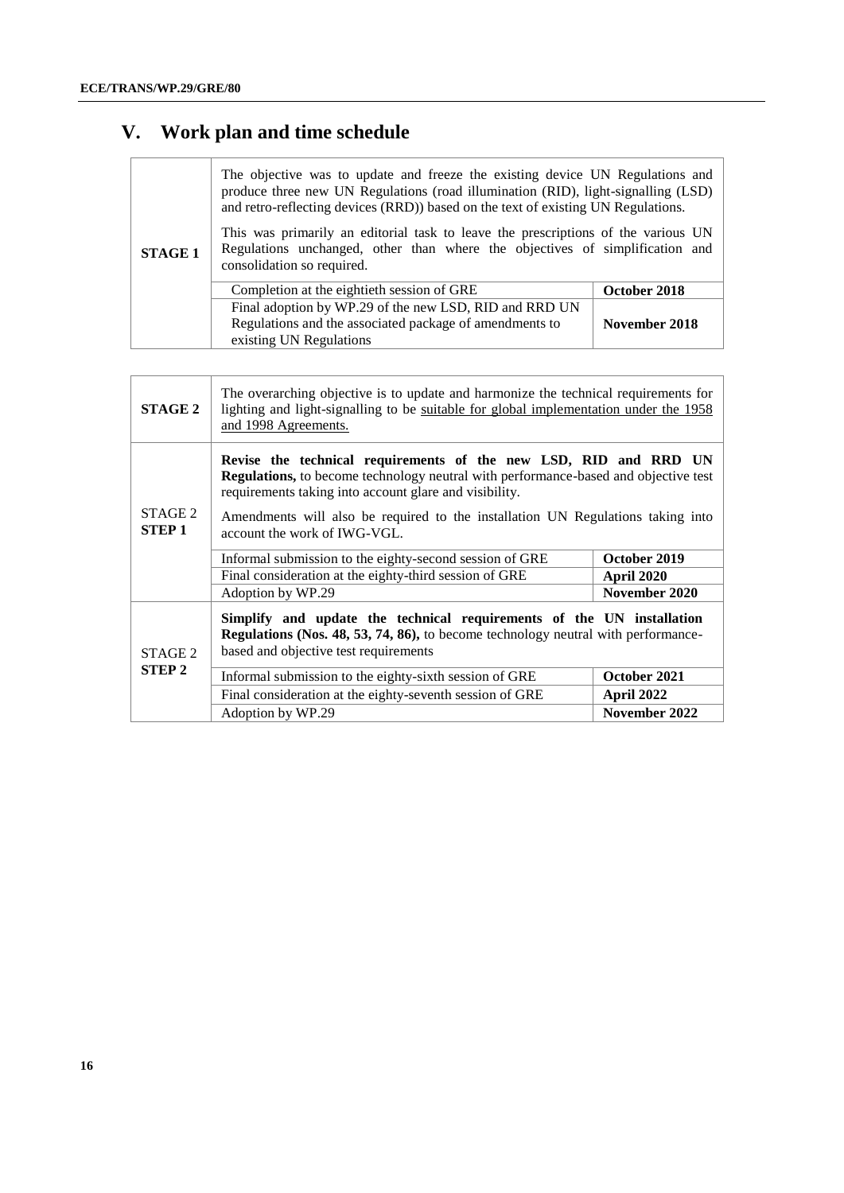## V. Work plan and time schedule

| | | |
|---|---|---|
| **STAGE 1** | The objective was to update and freeze the existing device UN Regulations and produce three new UN Regulations (road illumination (RID), light-signalling (LSD) and retro-reflecting devices (RRD)) based on the text of existing UN Regulations.<br><br>This was primarily an editorial task to leave the prescriptions of the various UN Regulations unchanged, other than where the objectives of simplification and consolidation so required. | |
| | Completion at the eightieth session of GRE | **October 2018** |
| | Final adoption by WP.29 of the new LSD, RID and RRD UN Regulations and the associated package of amendments to existing UN Regulations | **November 2018** |

| | | |
|---|---|---|
| **STAGE 2** | The overarching objective is to update and harmonize the technical requirements for lighting and light-signalling to be suitable for global implementation under the 1958 and 1998 Agreements. | |
| STAGE 2 **STEP 1** | **Revise the technical requirements of the new LSD, RID and RRD UN Regulations,** to become technology neutral with performance-based and objective test requirements taking into account glare and visibility.<br><br>Amendments will also be required to the installation UN Regulations taking into account the work of IWG-VGL. | |
| | Informal submission to the eighty-second session of GRE | **October 2019** |
| | Final consideration at the eighty-third session of GRE | **April 2020** |
| | Adoption by WP.29 | **November 2020** |
| STAGE 2 **STEP 2** | **Simplify and update the technical requirements of the UN installation Regulations (Nos. 48, 53, 74, 86),** to become technology neutral with performance-based and objective test requirements | |
| | Informal submission to the eighty-sixth session of GRE | **October 2021** |
| | Final consideration at the eighty-seventh session of GRE | **April 2022** |
| | Adoption by WP.29 | **November 2022** |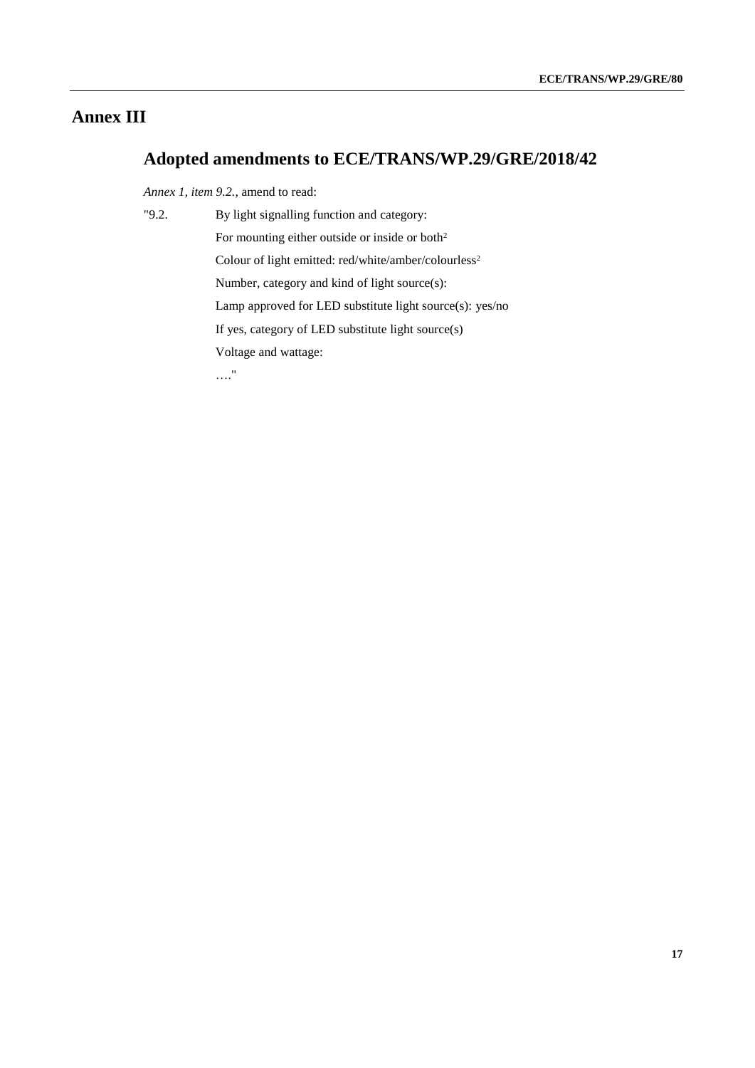# Annex III

## Adopted amendments to ECE/TRANS/WP.29/GRE/2018/42

*Annex 1, item 9.2.,* amend to read:

"9.2. By light signalling function and category:

For mounting either outside or inside or both[2]

Colour of light emitted: red/white/amber/colourless[2]

Number, category and kind of light source(s):

Lamp approved for LED substitute light source(s): yes/no

If yes, category of LED substitute light source(s)

Voltage and wattage:

…."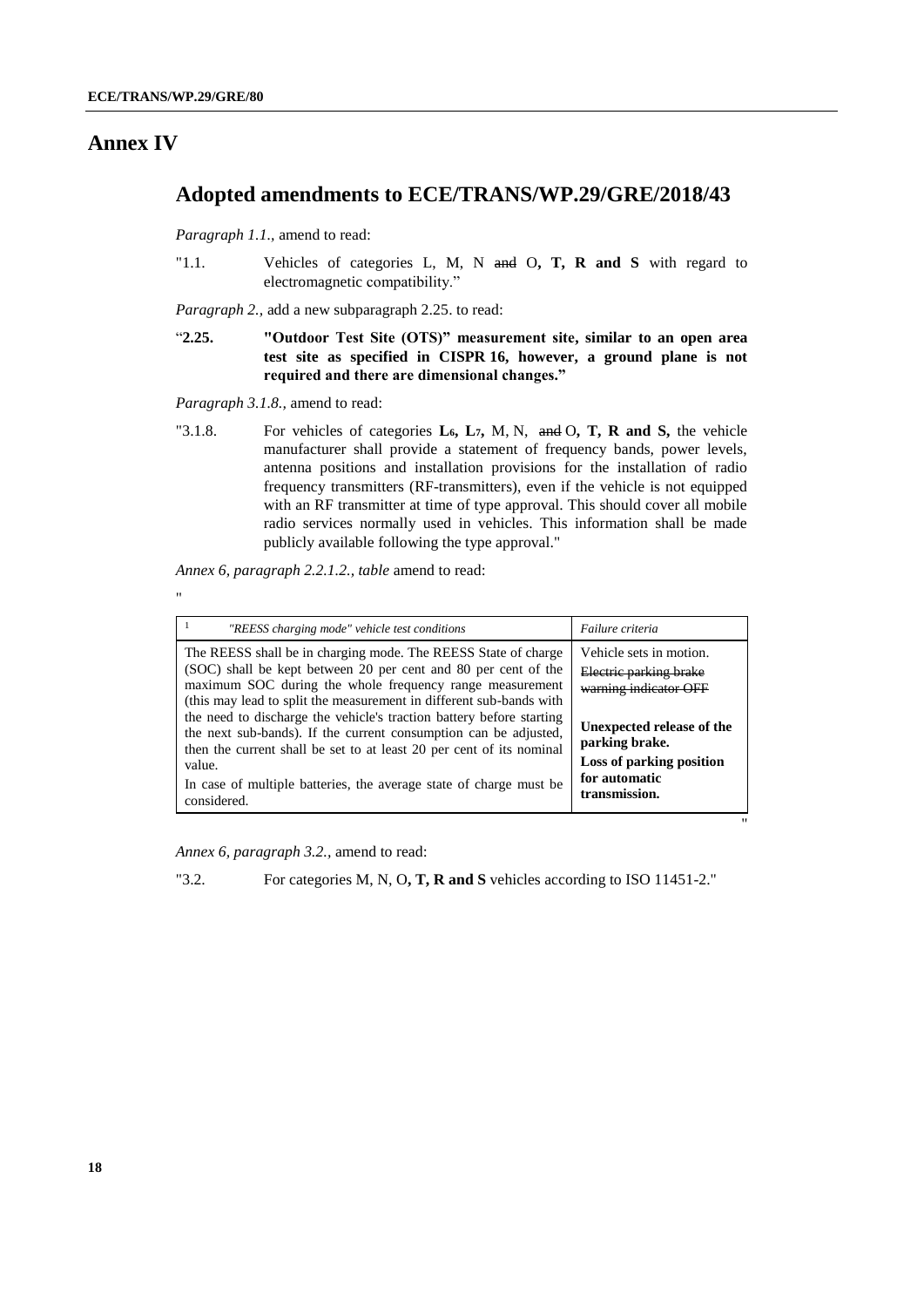# Annex IV

## Adopted amendments to ECE/TRANS/WP.29/GRE/2018/43

*Paragraph 1.1.,* amend to read:

"1.1. Vehicles of categories L, M, N ~~and~~ O**, T, R and S** with regard to electromagnetic compatibility."

*Paragraph 2.,* add a new subparagraph 2.25. to read:

"**2.25. "Outdoor Test Site (OTS)" measurement site, similar to an open area test site as specified in CISPR 16, however, a ground plane is not required and there are dimensional changes."**

*Paragraph 3.1.8.,* amend to read:

"3.1.8. For vehicles of categories **$L_6$, $L_7$,** M, N, ~~and~~ O**, T, R and S,** the vehicle manufacturer shall provide a statement of frequency bands, power levels, antenna positions and installation provisions for the installation of radio frequency transmitters (RF-transmitters), even if the vehicle is not equipped with an RF transmitter at time of type approval. This should cover all mobile radio services normally used in vehicles. This information shall be made publicly available following the type approval."

*Annex 6, paragraph 2.2.1.2., table* amend to read:

"

| [1] *"REESS charging mode" vehicle test conditions* | *Failure criteria* |
|---|---|
| The REESS shall be in charging mode. The REESS State of charge (SOC) shall be kept between 20 per cent and 80 per cent of the maximum SOC during the whole frequency range measurement (this may lead to split the measurement in different sub-bands with the need to discharge the vehicle's traction battery before starting the next sub-bands). If the current consumption can be adjusted, then the current shall be set to at least 20 per cent of its nominal value.<br>In case of multiple batteries, the average state of charge must be considered. | Vehicle sets in motion.<br>~~Electric parking brake warning indicator OFF~~<br><br>**Unexpected release of the parking brake.**<br>**Loss of parking position for automatic transmission.** |

"

*Annex 6, paragraph 3.2.,* amend to read:

"3.2. For categories M, N, O**, T, R and S** vehicles according to ISO 11451-2."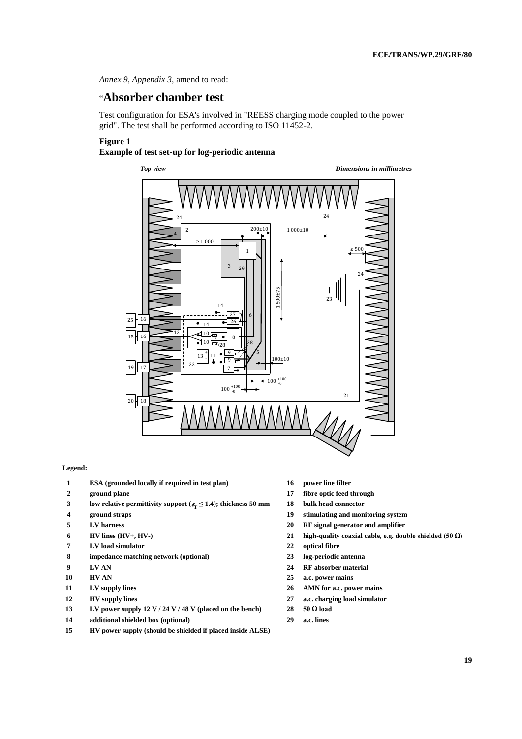*Annex 9, Appendix 3,* amend to read:

# "Absorber chamber test

Test configuration for ESA's involved in "REESS charging mode coupled to the power grid". The test shall be performed according to ISO 11452-2.

**Figure 1**
**Example of test set-up for log-periodic antenna**

*Top view* *Dimensions in millimetres*

**Legend:**

| | | | |
|---|---|---|---|
| **1** | **ESA (grounded locally if required in test plan)** | **16** | **power line filter** |
| **2** | **ground plane** | **17** | **fibre optic feed through** |
| **3** | **low relative permittivity support ($\varepsilon_r \leq 1.4$); thickness 50 mm** | **18** | **bulk head connector** |
| **4** | **ground straps** | **19** | **stimulating and monitoring system** |
| **5** | **LV harness** | **20** | **RF signal generator and amplifier** |
| **6** | **HV lines (HV+, HV-)** | **21** | **high-quality coaxial cable, e.g. double shielded (50 Ω)** |
| **7** | **LV load simulator** | **22** | **optical fibre** |
| **8** | **impedance matching network (optional)** | **23** | **log-periodic antenna** |
| **9** | **LV AN** | **24** | **RF absorber material** |
| **10** | **HV AN** | **25** | **a.c. power mains** |
| **11** | **LV supply lines** | **26** | **AMN for a.c. power mains** |
| **12** | **HV supply lines** | **27** | **a.c. charging load simulator** |
| **13** | **LV power supply 12 V / 24 V / 48 V (placed on the bench)** | **28** | **50 Ω load** |
| **14** | **additional shielded box (optional)** | **29** | **a.c. lines** |
| **15** | **HV power supply (should be shielded if placed inside ALSE)** | | |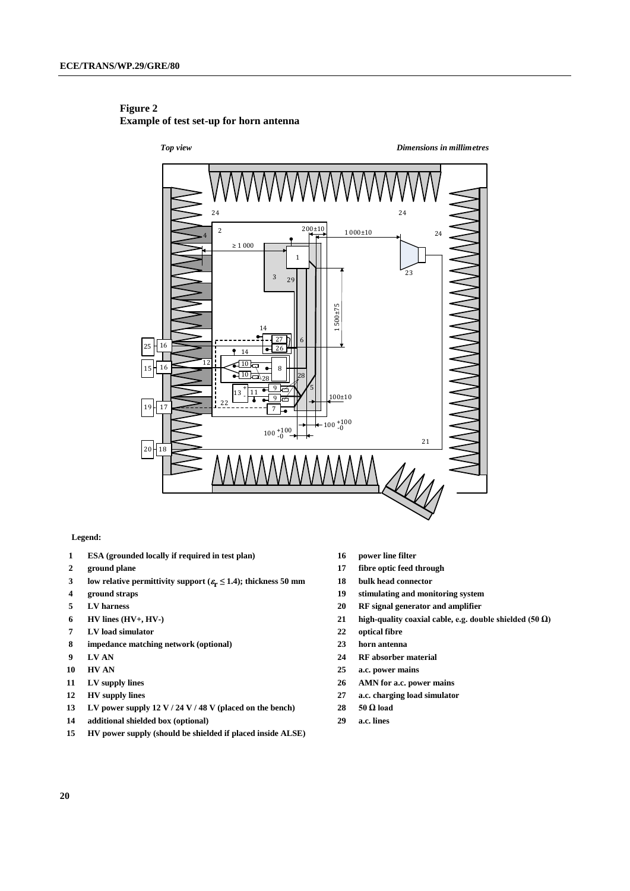**Figure 2**
**Example of test set-up for horn antenna**

*Top view* *Dimensions in millimetres*

**Legend:**

1 ESA (grounded locally if required in test plan)
2 ground plane
3 low relative permittivity support ($\varepsilon_r \leq 1.4$); thickness 50 mm
4 ground straps
5 LV harness
6 HV lines (HV+, HV-)
7 LV load simulator
8 impedance matching network (optional)
9 LV AN
10 HV AN
11 LV supply lines
12 HV supply lines
13 LV power supply 12 V / 24 V / 48 V (placed on the bench)
14 additional shielded box (optional)
15 HV power supply (should be shielded if placed inside ALSE)
16 power line filter
17 fibre optic feed through
18 bulk head connector
19 stimulating and monitoring system
20 RF signal generator and amplifier
21 high-quality coaxial cable, e.g. double shielded (50 Ω)
22 optical fibre
23 horn antenna
24 RF absorber material
25 a.c. power mains
26 AMN for a.c. power mains
27 a.c. charging load simulator
28 50 Ω load
29 a.c. lines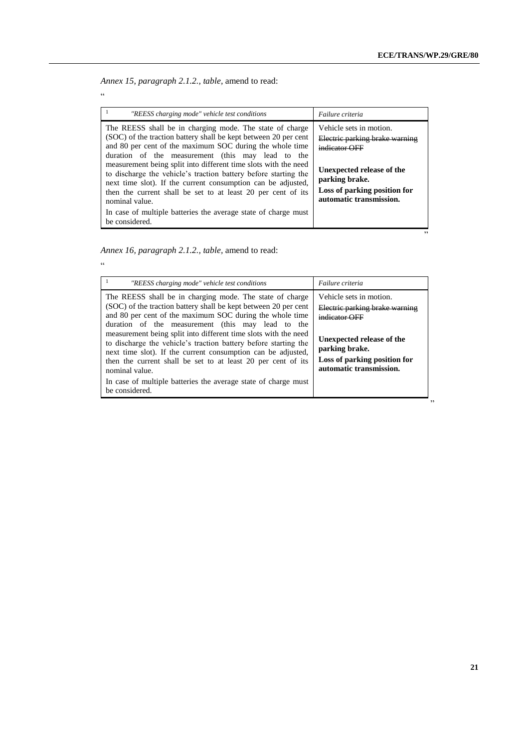*Annex 15, paragraph 2.1.2., table*, amend to read:

"

| [1] *"REESS charging mode" vehicle test conditions* | *Failure criteria* |
|---|---|
| The REESS shall be in charging mode. The state of charge (SOC) of the traction battery shall be kept between 20 per cent and 80 per cent of the maximum SOC during the whole time duration of the measurement (this may lead to the measurement being split into different time slots with the need to discharge the vehicle's traction battery before starting the next time slot). If the current consumption can be adjusted, then the current shall be set to at least 20 per cent of its nominal value.<br>In case of multiple batteries the average state of charge must be considered. | Vehicle sets in motion.<br>~~Electric parking brake warning indicator OFF~~<br><br>**Unexpected release of the parking brake.**<br>**Loss of parking position for automatic transmission.** |

"

*Annex 16, paragraph 2.1.2., table,* amend to read:

"

| [1] *"REESS charging mode" vehicle test conditions* | *Failure criteria* |
|---|---|
| The REESS shall be in charging mode. The state of charge (SOC) of the traction battery shall be kept between 20 per cent and 80 per cent of the maximum SOC during the whole time duration of the measurement (this may lead to the measurement being split into different time slots with the need to discharge the vehicle's traction battery before starting the next time slot). If the current consumption can be adjusted, then the current shall be set to at least 20 per cent of its nominal value.<br>In case of multiple batteries the average state of charge must be considered. | Vehicle sets in motion.<br>~~Electric parking brake warning indicator OFF~~<br><br>**Unexpected release of the parking brake.**<br>**Loss of parking position for automatic transmission.** |

"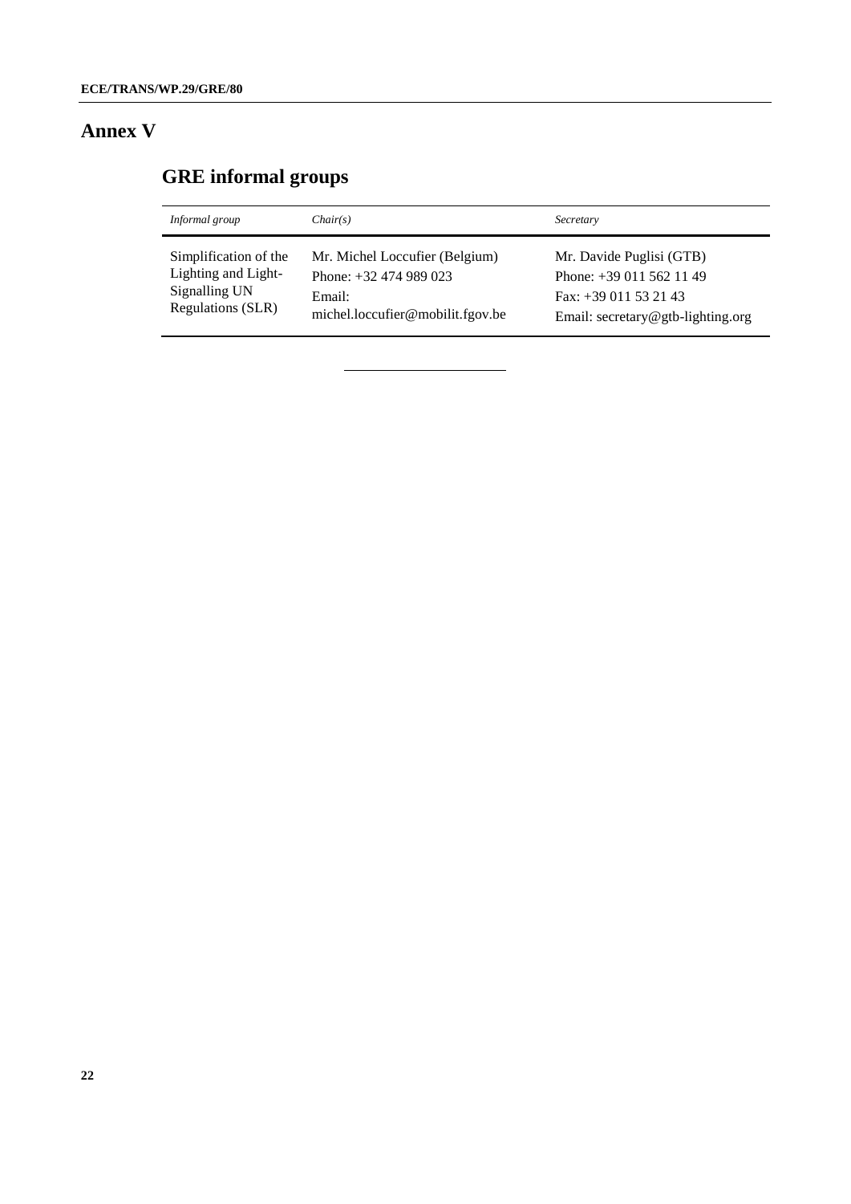# Annex V

## GRE informal groups

| *Informal group* | *Chair(s)* | *Secretary* |
|---|---|---|
| Simplification of the Lighting and Light-Signalling UN Regulations (SLR) | Mr. Michel Loccufier (Belgium)<br>Phone: +32 474 989 023<br>Email: michel.loccufier@mobilit.fgov.be | Mr. Davide Puglisi (GTB)<br>Phone: +39 011 562 11 49<br>Fax: +39 011 53 21 43<br>Email: secretary@gtb-lighting.org |